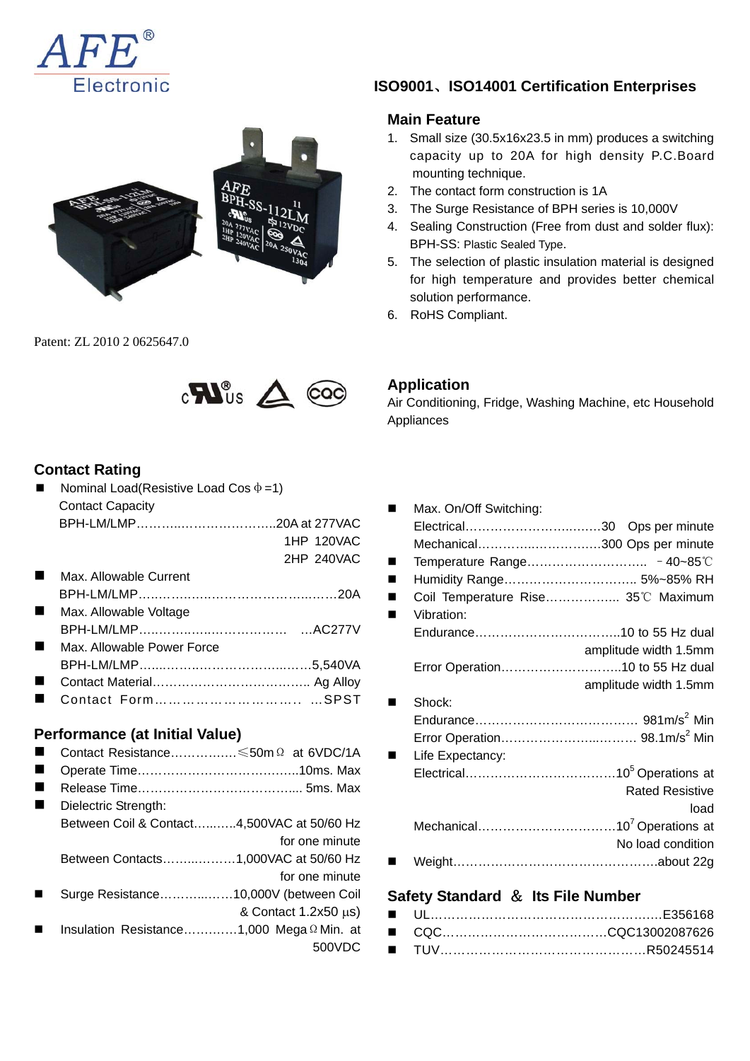AFE® Electronic

## ISO9001、ISO14001 Certification Enterprises

### Main Feature

1. Small size (30.5x16x23.5 in mm) produces a switching capacity up to 20A for high density P.C.Board mounting technique.
2. The contact form construction is 1A
3. The Surge Resistance of BPH series is 10,000V
4. Sealing Construction (Free from dust and solder flux): BPH-SS: Plastic Sealed Type.
5. The selection of plastic insulation material is designed for high temperature and provides better chemical solution performance.
6. RoHS Compliant.

Patent: ZL 2010 2 0625647.0

### Application

Air Conditioning, Fridge, Washing Machine, etc Household Appliances

### Contact Rating

- Nominal Load(Resistive Load Cos Φ=1)
  Contact Capacity
  BPH-LM/LMP……………………………..20A at 277VAC
  1HP 120VAC
  2HP 240VAC
- Max. Allowable Current
  BPH-LM/LMP…………………………………………20A
- Max. Allowable Voltage
  BPH-LM/LMP……………………………… …AC277V
- Max. Allowable Power Force
  BPH-LM/LMP…………………………………5,540VA
- Contact Material……………………………….. Ag Alloy
- Contact Form…………………………… …SPST

### Performance (at Initial Value)

- Contact Resistance…………….≤50mΩ at 6VDC/1A
- Operate Time………………………………..10ms. Max
- Release Time……………………………….. 5ms. Max
- Dielectric Strength:
  Between Coil & Contact……..4,500VAC at 50/60 Hz for one minute
  Between Contacts……………1,000VAC at 50/60 Hz for one minute
- Surge Resistance……………10,000V (between Coil & Contact 1.2x50 µs)
- Insulation Resistance…………1,000 MegaΩ Min. at 500VDC

- Max. On/Off Switching:
  Electrical……………………………30 Ops per minute
  Mechanical…………………………300 Ops per minute
- Temperature Range……………………….. －40~85℃
- Humidity Range………………………….. 5%~85% RH
- Coil Temperature Rise…………….. 35℃ Maximum
- Vibration:
  Endurance…………………………….10 to 55 Hz dual amplitude width 1.5mm
  Error Operation……………………….10 to 55 Hz dual amplitude width 1.5mm
- Shock:
  Endurance……………………………… 981m/s² Min
  Error Operation…………………………98.1m/s² Min
- Life Expectancy:
  Electrical……………………………$10^5$ Operations at Rated Resistive load
  Mechanical…………………………$10^7$ Operations at No load condition
- Weight…………………………………………about 22g

### Safety Standard ＆ Its File Number

- UL………………………………………………E356168
- CQC………………………………CQC13002087626
- TUV………………………………………R50245514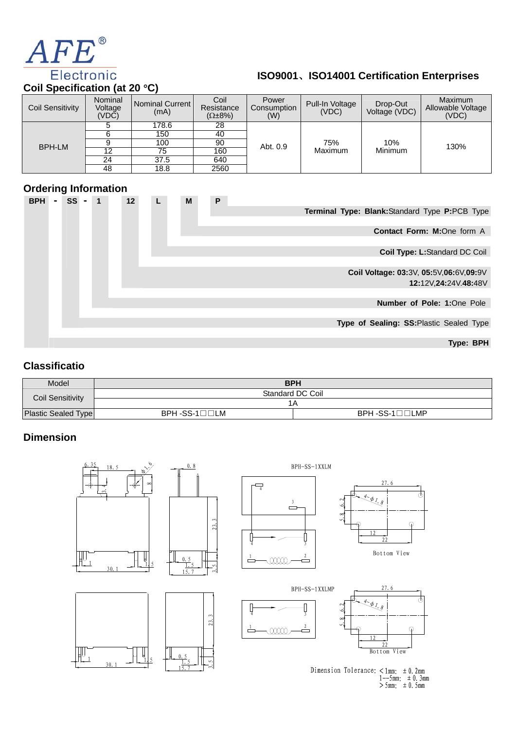AFE® Electronic

**ISO9001、ISO14001 Certification Enterprises**

## Coil Specification (at 20 °C)

| Coil Sensitivity | Nominal Voltage (VDC) | Nominal Current (mA) | Coil Resistance (Ω±8%) | Power Consumption (W) | Pull-In Voltage (VDC) | Drop-Out Voltage (VDC) | Maximum Allowable Voltage (VDC) |
|---|---|---|---|---|---|---|---|
| BPH-LM | 5 | 178.6 | 28 | Abt. 0.9 | 75% Maximum | 10% Minimum | 130% |
| | 6 | 150 | 40 | | | | |
| | 9 | 100 | 90 | | | | |
| | 12 | 75 | 160 | | | | |
| | 24 | 37.5 | 640 | | | | |
| | 48 | 18.8 | 2560 | | | | |

## Ordering Information

**BPH - SS - 1 12 L M P**

- **Terminal Type: Blank:**Standard Type **P:**PCB Type
- **Contact Form: M:**One form A
- **Coil Type: L:**Standard DC Coil
- **Coil Voltage: 03:**3V, **05:**5V,**06:**6V,**09:**9V **12:**12V,**24:**24V.**48:**48V
- **Number of Pole: 1:**One Pole
- **Type of Sealing: SS:**Plastic Sealed Type
- **Type: BPH**

## Classificatio

| Model | BPH | |
|---|---|---|
| Coil Sensitivity | Standard DC Coil | |
| | 1A | |
| Plastic Sealed Type | BPH -SS-1□□LM | BPH -SS-1□□LMP |

## Dimension

6.35 18.5 φ1.6 3.4 8 0.8 23.3 1 30.1 1.5 0.5 1.5 15.7 3.5

BPH-SS-1XXLM

4 3 4 3 1 2

27.6 4-φ1.8 6.2 5.8 12 22

Bottom View

BPH-SS-1XXLMP

4 3 1 2

27.6 4-φ1.8 6.2 5.8 12 22

Bottom View

1 30.1 1.5 23.3 0.5 1.5 15.7 3.5

Dimension Tolerance: <1mm: ±0.2mm
1--5mm: ±0.3mm
>5mm: ±0.5mm